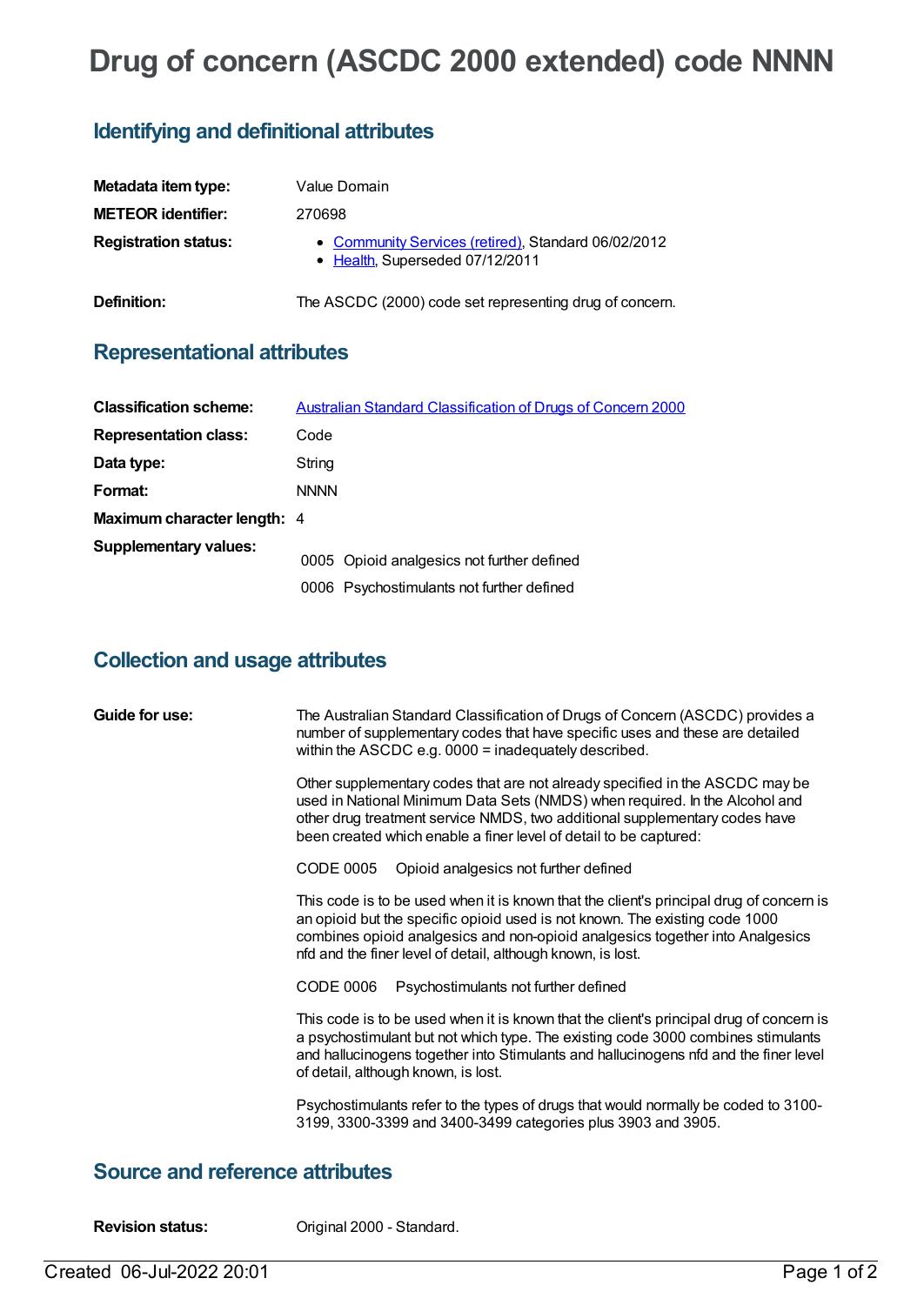# Drug of concern (ASCDC 2000 extended) code NNNN

## Identifying and definitional attributes

| | |
|---|---|
| **Metadata item type:** | Value Domain |
| **METEOR identifier:** | 270698 |
| **Registration status:** | • Community Services (retired), Standard 06/02/2012<br>• Health, Superseded 07/12/2011 |
| **Definition:** | The ASCDC (2000) code set representing drug of concern. |

## Representational attributes

| | |
|---|---|
| **Classification scheme:** | Australian Standard Classification of Drugs of Concern 2000 |
| **Representation class:** | Code |
| **Data type:** | String |
| **Format:** | NNNN |
| **Maximum character length:** | 4 |

**Supplementary values:**

| Value | Meaning |
|---|---|
| 0005 | Opioid analgesics not further defined |
| 0006 | Psychostimulants not further defined |

## Collection and usage attributes

**Guide for use:**

The Australian Standard Classification of Drugs of Concern (ASCDC) provides a number of supplementary codes that have specific uses and these are detailed within the ASCDC e.g. 0000 = inadequately described.

Other supplementary codes that are not already specified in the ASCDC may be used in National Minimum Data Sets (NMDS) when required. In the Alcohol and other drug treatment service NMDS, two additional supplementary codes have been created which enable a finer level of detail to be captured:

CODE 0005 Opioid analgesics not further defined

This code is to be used when it is known that the client's principal drug of concern is an opioid but the specific opioid used is not known. The existing code 1000 combines opioid analgesics and non-opioid analgesics together into Analgesics nfd and the finer level of detail, although known, is lost.

CODE 0006 Psychostimulants not further defined

This code is to be used when it is known that the client's principal drug of concern is a psychostimulant but not which type. The existing code 3000 combines stimulants and hallucinogens together into Stimulants and hallucinogens nfd and the finer level of detail, although known, is lost.

Psychostimulants refer to the types of drugs that would normally be coded to 3100-3199, 3300-3399 and 3400-3499 categories plus 3903 and 3905.

## Source and reference attributes

**Revision status:** Original 2000 - Standard.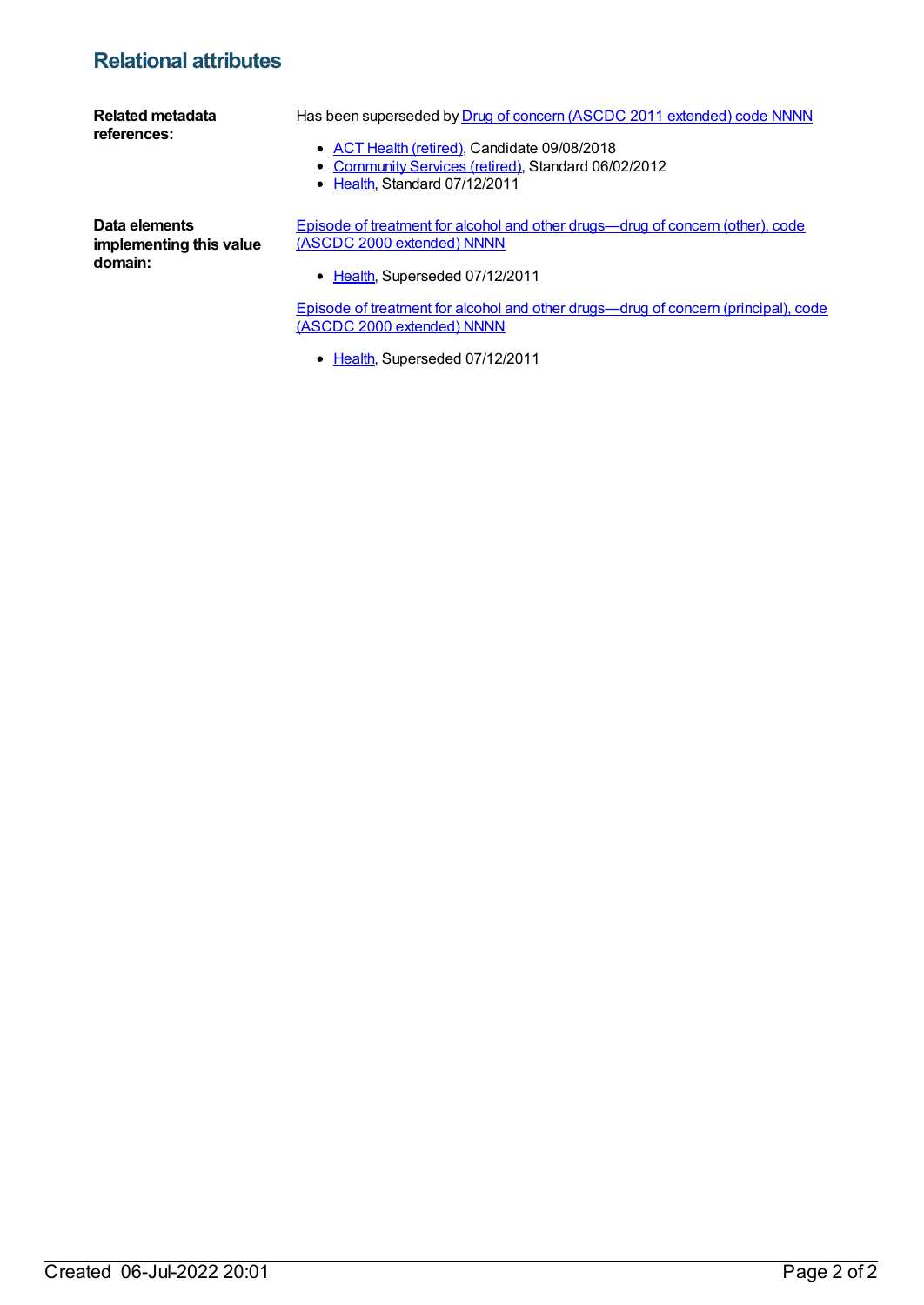## Relational attributes

**Related metadata references:**

Has been superseded by Drug of concern (ASCDC 2011 extended) code NNNN

- ACT Health (retired), Candidate 09/08/2018
- Community Services (retired), Standard 06/02/2012
- Health, Standard 07/12/2011

**Data elements implementing this value domain:**

Episode of treatment for alcohol and other drugs—drug of concern (other), code (ASCDC 2000 extended) NNNN

- Health, Superseded 07/12/2011

Episode of treatment for alcohol and other drugs—drug of concern (principal), code (ASCDC 2000 extended) NNNN

- Health, Superseded 07/12/2011